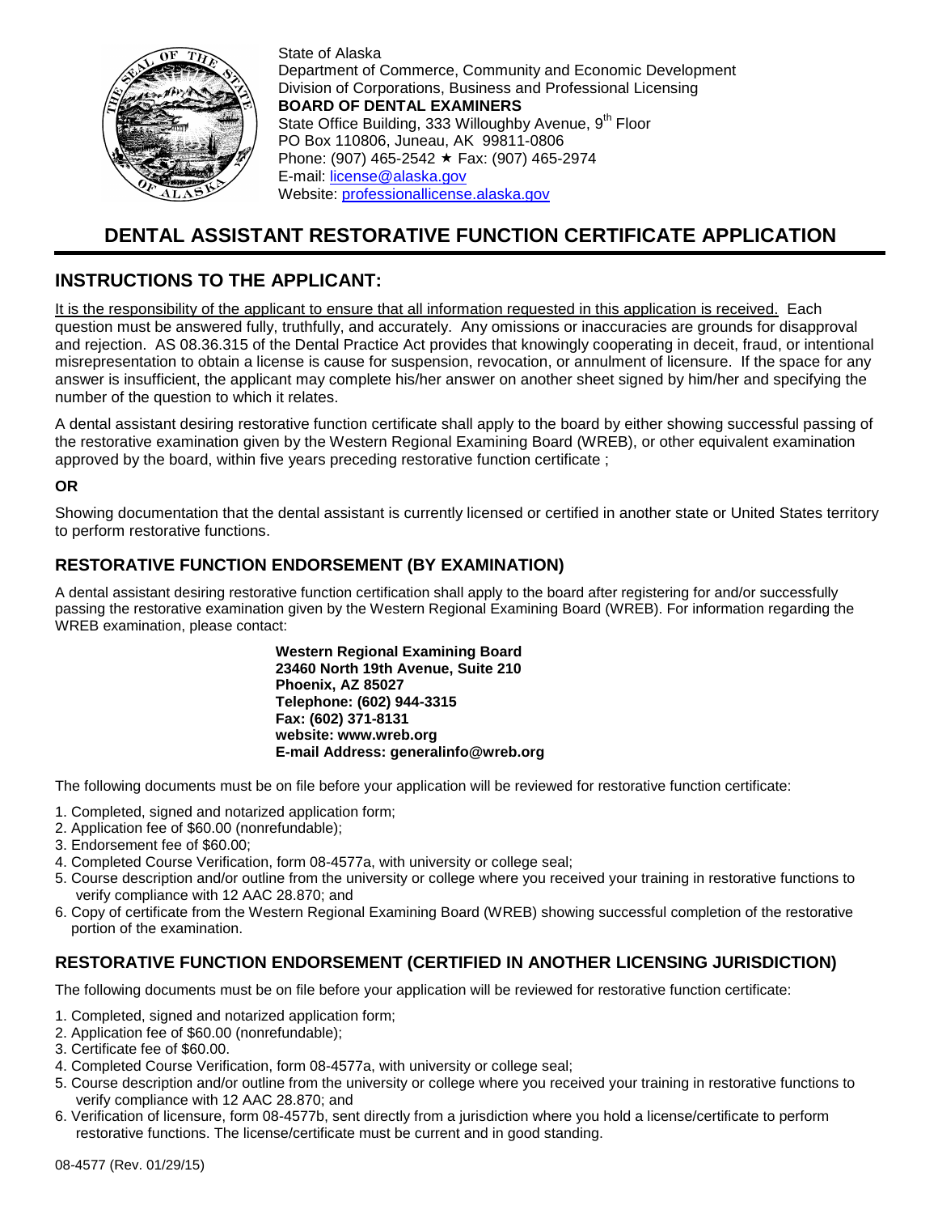State of Alaska
Department of Commerce, Community and Economic Development
Division of Corporations, Business and Professional Licensing
**BOARD OF DENTAL EXAMINERS**
State Office Building, 333 Willoughby Avenue, 9th Floor
PO Box 110806, Juneau, AK 99811-0806
Phone: (907) 465-2542 ★ Fax: (907) 465-2974
E-mail: license@alaska.gov
Website: professionallicense.alaska.gov

# DENTAL ASSISTANT RESTORATIVE FUNCTION CERTIFICATE APPLICATION

## INSTRUCTIONS TO THE APPLICANT:

It is the responsibility of the applicant to ensure that all information requested in this application is received. Each question must be answered fully, truthfully, and accurately. Any omissions or inaccuracies are grounds for disapproval and rejection. AS 08.36.315 of the Dental Practice Act provides that knowingly cooperating in deceit, fraud, or intentional misrepresentation to obtain a license is cause for suspension, revocation, or annulment of licensure. If the space for any answer is insufficient, the applicant may complete his/her answer on another sheet signed by him/her and specifying the number of the question to which it relates.

A dental assistant desiring restorative function certificate shall apply to the board by either showing successful passing of the restorative examination given by the Western Regional Examining Board (WREB), or other equivalent examination approved by the board, within five years preceding restorative function certificate ;

**OR**

Showing documentation that the dental assistant is currently licensed or certified in another state or United States territory to perform restorative functions.

### RESTORATIVE FUNCTION ENDORSEMENT (BY EXAMINATION)

A dental assistant desiring restorative function certification shall apply to the board after registering for and/or successfully passing the restorative examination given by the Western Regional Examining Board (WREB). For information regarding the WREB examination, please contact:

**Western Regional Examining Board**
**23460 North 19th Avenue, Suite 210**
**Phoenix, AZ 85027**
**Telephone: (602) 944-3315**
**Fax: (602) 371-8131**
**website: www.wreb.org**
**E-mail Address: generalinfo@wreb.org**

The following documents must be on file before your application will be reviewed for restorative function certificate:

1. Completed, signed and notarized application form;
2. Application fee of $60.00 (nonrefundable);
3. Endorsement fee of $60.00;
4. Completed Course Verification, form 08-4577a, with university or college seal;
5. Course description and/or outline from the university or college where you received your training in restorative functions to verify compliance with 12 AAC 28.870; and
6. Copy of certificate from the Western Regional Examining Board (WREB) showing successful completion of the restorative portion of the examination.

### RESTORATIVE FUNCTION ENDORSEMENT (CERTIFIED IN ANOTHER LICENSING JURISDICTION)

The following documents must be on file before your application will be reviewed for restorative function certificate:

1. Completed, signed and notarized application form;
2. Application fee of $60.00 (nonrefundable);
3. Certificate fee of $60.00.
4. Completed Course Verification, form 08-4577a, with university or college seal;
5. Course description and/or outline from the university or college where you received your training in restorative functions to verify compliance with 12 AAC 28.870; and
6. Verification of licensure, form 08-4577b, sent directly from a jurisdiction where you hold a license/certificate to perform restorative functions. The license/certificate must be current and in good standing.

08-4577 (Rev. 01/29/15)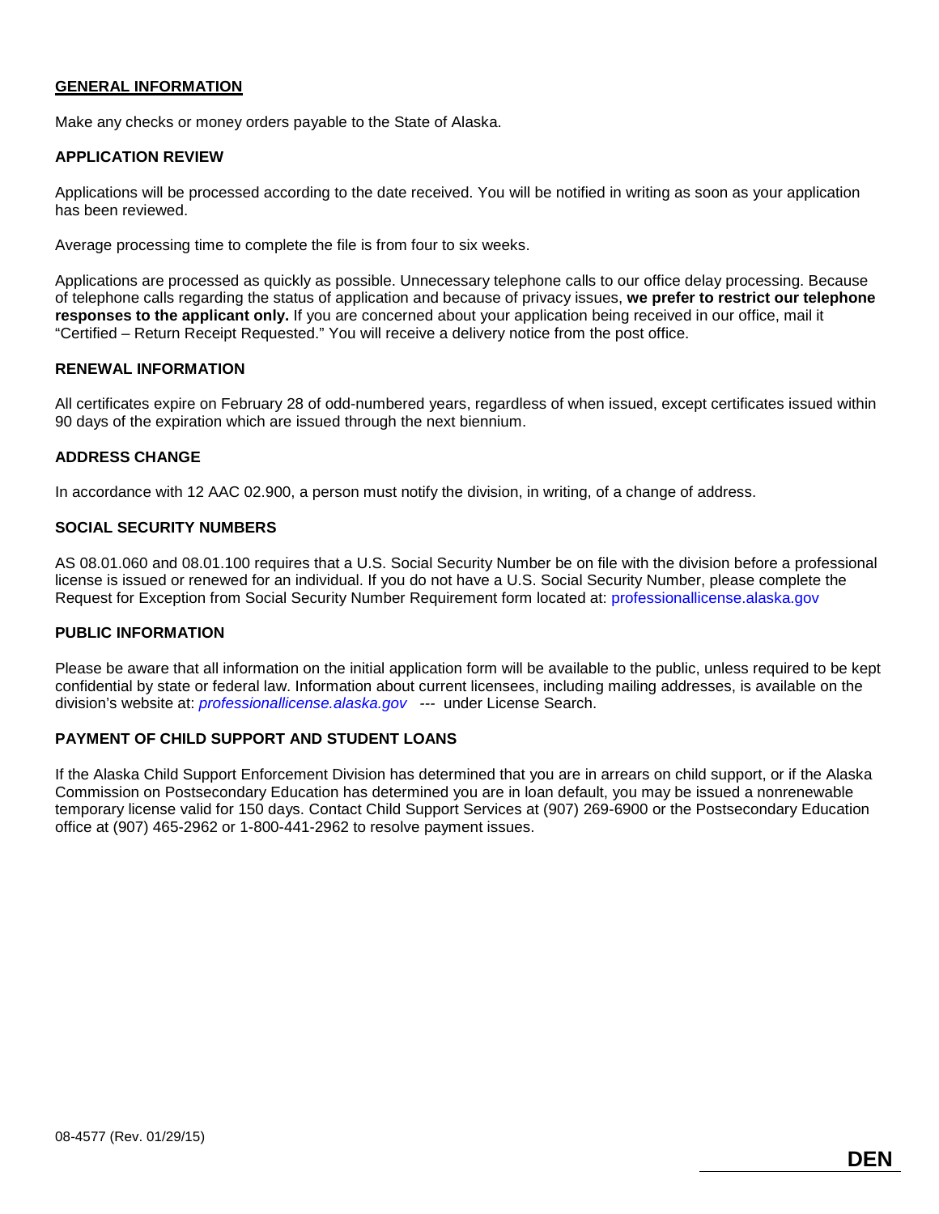## GENERAL INFORMATION

Make any checks or money orders payable to the State of Alaska.

### APPLICATION REVIEW

Applications will be processed according to the date received. You will be notified in writing as soon as your application has been reviewed.

Average processing time to complete the file is from four to six weeks.

Applications are processed as quickly as possible. Unnecessary telephone calls to our office delay processing. Because of telephone calls regarding the status of application and because of privacy issues, **we prefer to restrict our telephone responses to the applicant only.** If you are concerned about your application being received in our office, mail it "Certified – Return Receipt Requested." You will receive a delivery notice from the post office.

### RENEWAL INFORMATION

All certificates expire on February 28 of odd-numbered years, regardless of when issued, except certificates issued within 90 days of the expiration which are issued through the next biennium.

### ADDRESS CHANGE

In accordance with 12 AAC 02.900, a person must notify the division, in writing, of a change of address.

### SOCIAL SECURITY NUMBERS

AS 08.01.060 and 08.01.100 requires that a U.S. Social Security Number be on file with the division before a professional license is issued or renewed for an individual. If you do not have a U.S. Social Security Number, please complete the Request for Exception from Social Security Number Requirement form located at: professionallicense.alaska.gov

### PUBLIC INFORMATION

Please be aware that all information on the initial application form will be available to the public, unless required to be kept confidential by state or federal law. Information about current licensees, including mailing addresses, is available on the division's website at: *professionallicense.alaska.gov* --- under License Search.

### PAYMENT OF CHILD SUPPORT AND STUDENT LOANS

If the Alaska Child Support Enforcement Division has determined that you are in arrears on child support, or if the Alaska Commission on Postsecondary Education has determined you are in loan default, you may be issued a nonrenewable temporary license valid for 150 days. Contact Child Support Services at (907) 269-6900 or the Postsecondary Education office at (907) 465-2962 or 1-800-441-2962 to resolve payment issues.

08-4577 (Rev. 01/29/15)

**DEN**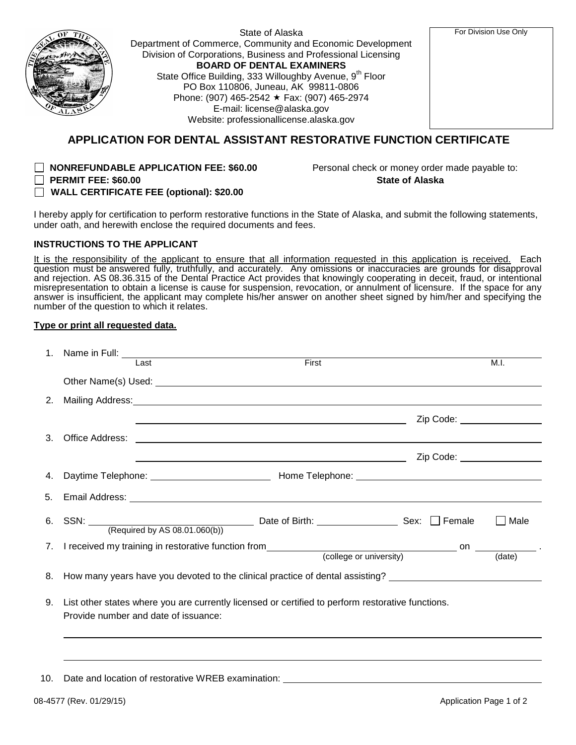State of Alaska
Department of Commerce, Community and Economic Development
Division of Corporations, Business and Professional Licensing
**BOARD OF DENTAL EXAMINERS**
State Office Building, 333 Willoughby Avenue, 9th Floor
PO Box 110806, Juneau, AK 99811-0806
Phone: (907) 465-2542 ★ Fax: (907) 465-2974
E-mail: license@alaska.gov
Website: professionallicense.alaska.gov

For Division Use Only

## APPLICATION FOR DENTAL ASSISTANT RESTORATIVE FUNCTION CERTIFICATE

☐ **NONREFUNDABLE APPLICATION FEE: $60.00**
☐ **PERMIT FEE: $60.00**
☐ **WALL CERTIFICATE FEE (optional): $20.00**

Personal check or money order made payable to: **State of Alaska**

I hereby apply for certification to perform restorative functions in the State of Alaska, and submit the following statements, under oath, and herewith enclose the required documents and fees.

### INSTRUCTIONS TO THE APPLICANT

It is the responsibility of the applicant to ensure that all information requested in this application is received. Each question must be answered fully, truthfully, and accurately. Any omissions or inaccuracies are grounds for disapproval and rejection. AS 08.36.315 of the Dental Practice Act provides that knowingly cooperating in deceit, fraud, or intentional misrepresentation to obtain a license is cause for suspension, revocation, or annulment of licensure. If the space for any answer is insufficient, the applicant may complete his/her answer on another sheet signed by him/her and specifying the number of the question to which it relates.

**Type or print all requested data.**

1. Name in Full: ______________________________ (Last) ______________________________ (First) ______ (M.I.)

   Other Name(s) Used: ______________________________

2. Mailing Address: ______________________________

   ______________________________ Zip Code: ____________

3. Office Address: ______________________________

   ______________________________ Zip Code: ____________

4. Daytime Telephone: ____________________ Home Telephone: ____________________

5. Email Address: ______________________________

6. SSN: ____________________ (Required by AS 08.01.060(b)) Date of Birth: ______________ Sex: ☐ Female ☐ Male

7. I received my training in restorative function from ______________________________ (college or university) on ____________ (date).

8. How many years have you devoted to the clinical practice of dental assisting? ____________________

9. List other states where you are currently licensed or certified to perform restorative functions. Provide number and date of issuance:

   ______________________________

   ______________________________

10. Date and location of restorative WREB examination: ______________________________

08-4577 (Rev. 01/29/15)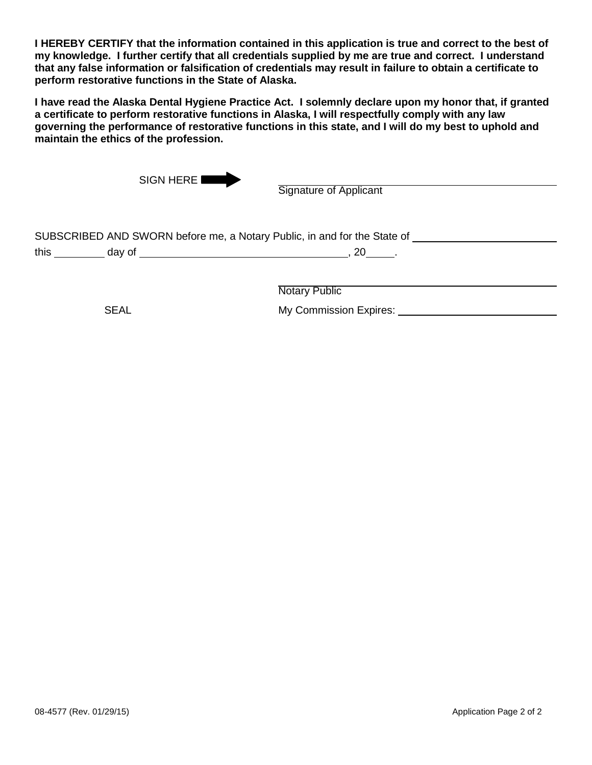**I HEREBY CERTIFY that the information contained in this application is true and correct to the best of my knowledge. I further certify that all credentials supplied by me are true and correct. I understand that any false information or falsification of credentials may result in failure to obtain a certificate to perform restorative functions in the State of Alaska.**

**I have read the Alaska Dental Hygiene Practice Act. I solemnly declare upon my honor that, if granted a certificate to perform restorative functions in Alaska, I will respectfully comply with any law governing the performance of restorative functions in this state, and I will do my best to uphold and maintain the ethics of the profession.**

SIGN HERE ➡ \_\_\_\_\_\_\_\_\_\_\_\_\_\_\_\_\_\_\_\_\_\_\_\_\_\_\_\_\_\_\_\_\_\_\_\_\_\_\_\_

Signature of Applicant

SUBSCRIBED AND SWORN before me, a Notary Public, in and for the State of \_\_\_\_\_\_\_\_\_\_\_\_\_\_\_\_\_\_\_\_\_\_\_\_

this \_\_\_\_\_\_\_\_ day of \_\_\_\_\_\_\_\_\_\_\_\_\_\_\_\_\_\_\_\_\_\_\_\_\_\_\_\_\_\_\_\_\_\_, 20\_\_\_\_.

\_\_\_\_\_\_\_\_\_\_\_\_\_\_\_\_\_\_\_\_\_\_\_\_\_\_\_\_\_\_\_\_\_\_\_\_\_\_\_\_

Notary Public

SEAL

My Commission Expires: \_\_\_\_\_\_\_\_\_\_\_\_\_\_\_\_\_\_\_\_\_\_\_\_\_\_

08-4577 (Rev. 01/29/15)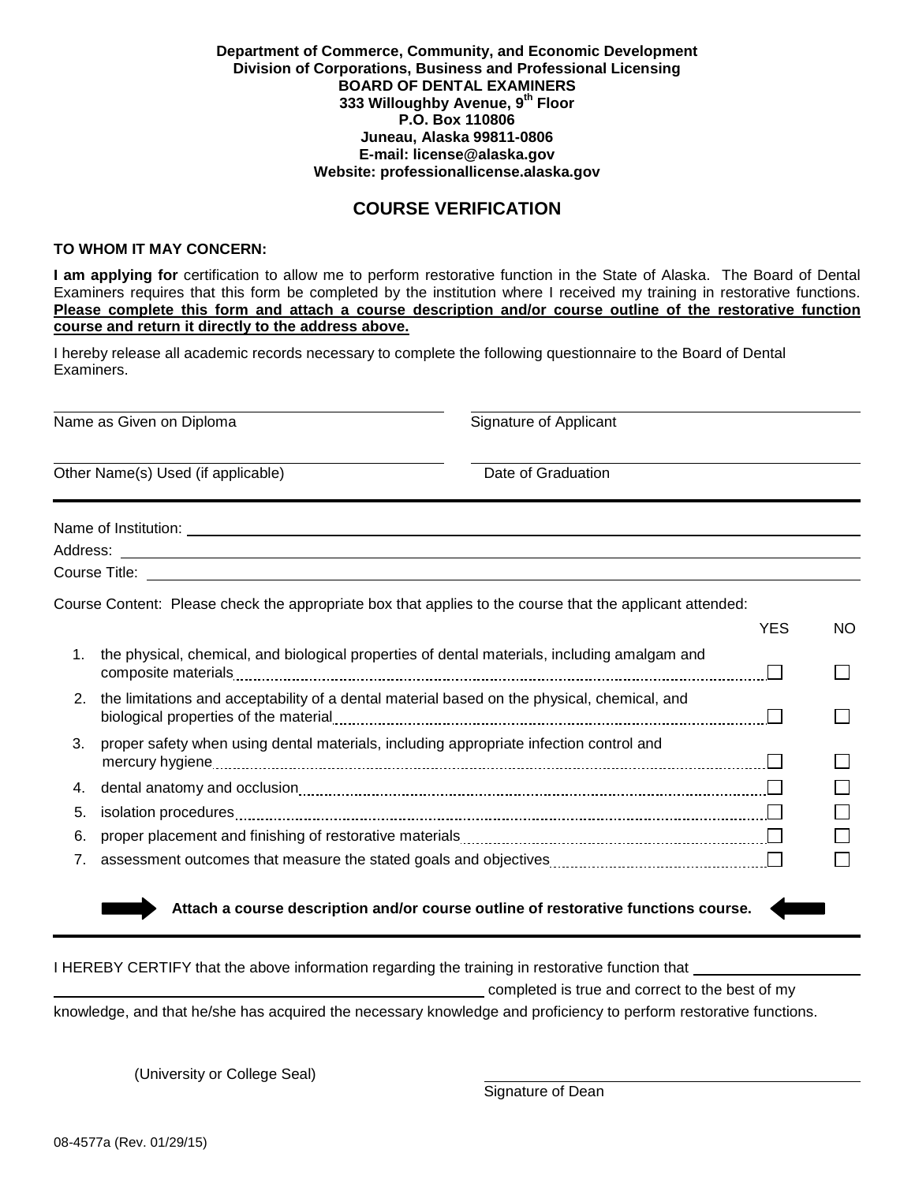**Department of Commerce, Community, and Economic Development**
**Division of Corporations, Business and Professional Licensing**
**BOARD OF DENTAL EXAMINERS**
**333 Willoughby Avenue, 9th Floor**
**P.O. Box 110806**
**Juneau, Alaska 99811-0806**
**E-mail: license@alaska.gov**
**Website: professionallicense.alaska.gov**

## COURSE VERIFICATION

**TO WHOM IT MAY CONCERN:**

**I am applying for** certification to allow me to perform restorative function in the State of Alaska. The Board of Dental Examiners requires that this form be completed by the institution where I received my training in restorative functions. **Please complete this form and attach a course description and/or course outline of the restorative function course and return it directly to the address above.**

I hereby release all academic records necessary to complete the following questionnaire to the Board of Dental Examiners.

| | |
|---|---|
| Name as Given on Diploma | Signature of Applicant |
| Other Name(s) Used (if applicable) | Date of Graduation |

---

Name of Institution: ______________________________

Address: ______________________________

Course Title: ______________________________

Course Content: Please check the appropriate box that applies to the course that the applicant attended:

| | | YES | NO |
|---|---|---|---|
| 1. | the physical, chemical, and biological properties of dental materials, including amalgam and composite materials | ☐ | ☐ |
| 2. | the limitations and acceptability of a dental material based on the physical, chemical, and biological properties of the material | ☐ | ☐ |
| 3. | proper safety when using dental materials, including appropriate infection control and mercury hygiene | ☐ | ☐ |
| 4. | dental anatomy and occlusion | ☐ | ☐ |
| 5. | isolation procedures | ☐ | ☐ |
| 6. | proper placement and finishing of restorative materials | ☐ | ☐ |
| 7. | assessment outcomes that measure the stated goals and objectives | ☐ | ☐ |

**Attach a course description and/or course outline of restorative functions course.**

---

I HEREBY CERTIFY that the above information regarding the training in restorative function that ______________________________ completed is true and correct to the best of my knowledge, and that he/she has acquired the necessary knowledge and proficiency to perform restorative functions.

(University or College Seal)

______________________________
Signature of Dean

08-4577a (Rev. 01/29/15)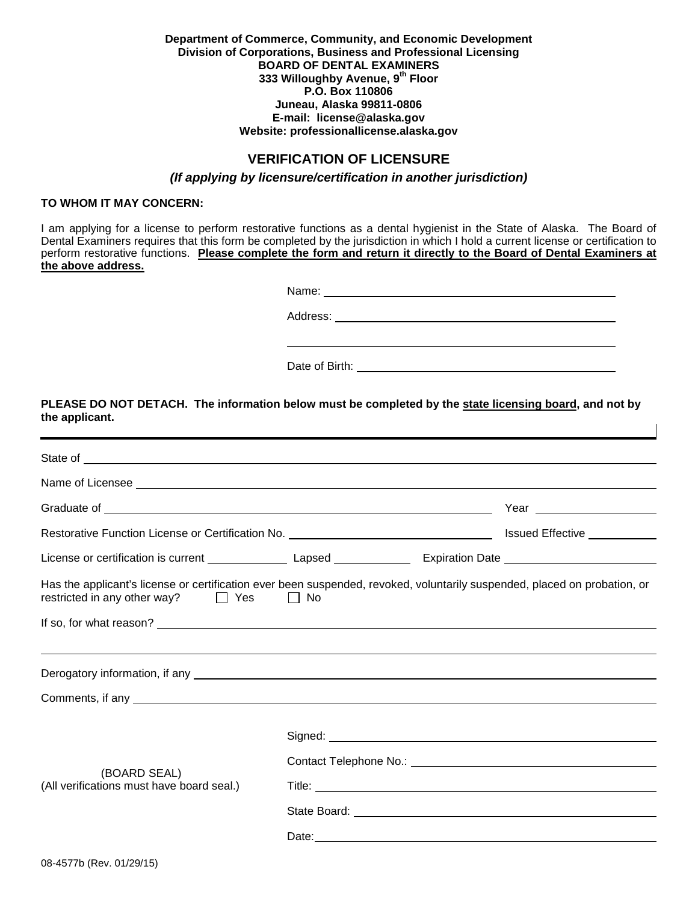**Department of Commerce, Community, and Economic Development**
**Division of Corporations, Business and Professional Licensing**
**BOARD OF DENTAL EXAMINERS**
**333 Willoughby Avenue, 9th Floor**
**P.O. Box 110806**
**Juneau, Alaska 99811-0806**
**E-mail: license@alaska.gov**
**Website: professionallicense.alaska.gov**

## VERIFICATION OF LICENSURE

***(If applying by licensure/certification in another jurisdiction)***

**TO WHOM IT MAY CONCERN:**

I am applying for a license to perform restorative functions as a dental hygienist in the State of Alaska. The Board of Dental Examiners requires that this form be completed by the jurisdiction in which I hold a current license or certification to perform restorative functions. **Please complete the form and return it directly to the Board of Dental Examiners at the above address.**

Name: ____________________________________________

Address: ____________________________________________

____________________________________________

Date of Birth: ____________________________________________

**PLEASE DO NOT DETACH. The information below must be completed by the state licensing board, and not by the applicant.**

---

State of ____________________________________________

Name of Licensee ____________________________________________

Graduate of ____________________________________________ Year ____________

Restorative Function License or Certification No. ____________________ Issued Effective ____________

License or certification is current ____________ Lapsed ____________ Expiration Date ____________

Has the applicant's license or certification ever been suspended, revoked, voluntarily suspended, placed on probation, or restricted in any other way? ☐ Yes ☐ No

If so, for what reason? ____________________________________________

____________________________________________

Derogatory information, if any ____________________________________________

Comments, if any ____________________________________________

(BOARD SEAL)
(All verifications must have board seal.)

Signed: ____________________________________________

Contact Telephone No.: ____________________________________________

Title: ____________________________________________

State Board: ____________________________________________

Date: ____________________________________________

08-4577b (Rev. 01/29/15)